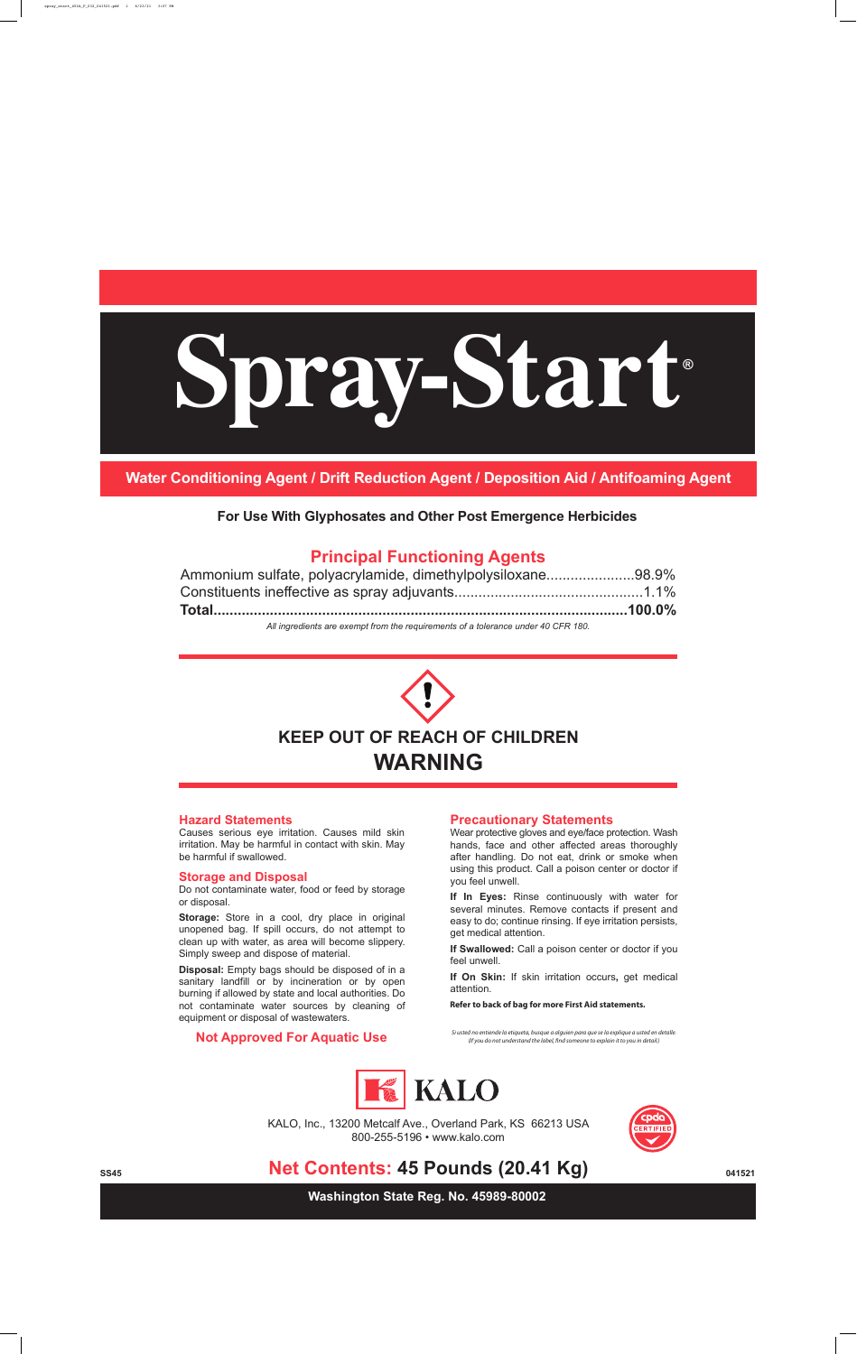# Spray-Start®

**Water Conditioning Agent / Drift Reduction Agent / Deposition Aid / Antifoaming Agent**

**For Use With Glyphosates and Other Post Emergence Herbicides**

## Principal Functioning Agents

Ammonium sulfate, polyacrylamide, dimethylpolysiloxane......................98.9%
Constituents ineffective as spray adjuvants..............................................1.1%
**Total.....................................................................................................100.0%**

*All ingredients are exempt from the requirements of a tolerance under 40 CFR 180.*

**KEEP OUT OF REACH OF CHILDREN**

## WARNING

### Hazard Statements

Causes serious eye irritation. Causes mild skin irritation. May be harmful in contact with skin. May be harmful if swallowed.

### Storage and Disposal

Do not contaminate water, food or feed by storage or disposal.

**Storage:** Store in a cool, dry place in original unopened bag. If spill occurs, do not attempt to clean up with water, as area will become slippery. Simply sweep and dispose of material.

**Disposal:** Empty bags should be disposed of in a sanitary landfill or by incineration or by open burning if allowed by state and local authorities. Do not contaminate water sources by cleaning of equipment or disposal of wastewaters.

**Not Approved For Aquatic Use**

### Precautionary Statements

Wear protective gloves and eye/face protection. Wash hands, face and other affected areas thoroughly after handling. Do not eat, drink or smoke when using this product. Call a poison center or doctor if you feel unwell.

**If In Eyes:** Rinse continuously with water for several minutes. Remove contacts if present and easy to do; continue rinsing. If eye irritation persists, get medical attention.

**If Swallowed:** Call a poison center or doctor if you feel unwell.

**If On Skin:** If skin irritation occurs, get medical attention.

**Refer to back of bag for more First Aid statements.**

*Si usted no entiende la etiqueta, busque a alguien para que se la explique a usted en detalle. (If you do not understand the label, find someone to explain it to you in detail.)*

KALO

KALO, Inc., 13200 Metcalf Ave., Overland Park, KS 66213 USA
800-255-5196 • www.kalo.com

SS45

**Net Contents: 45 Pounds (20.41 Kg)**

041521

**Washington State Reg. No. 45989-80002**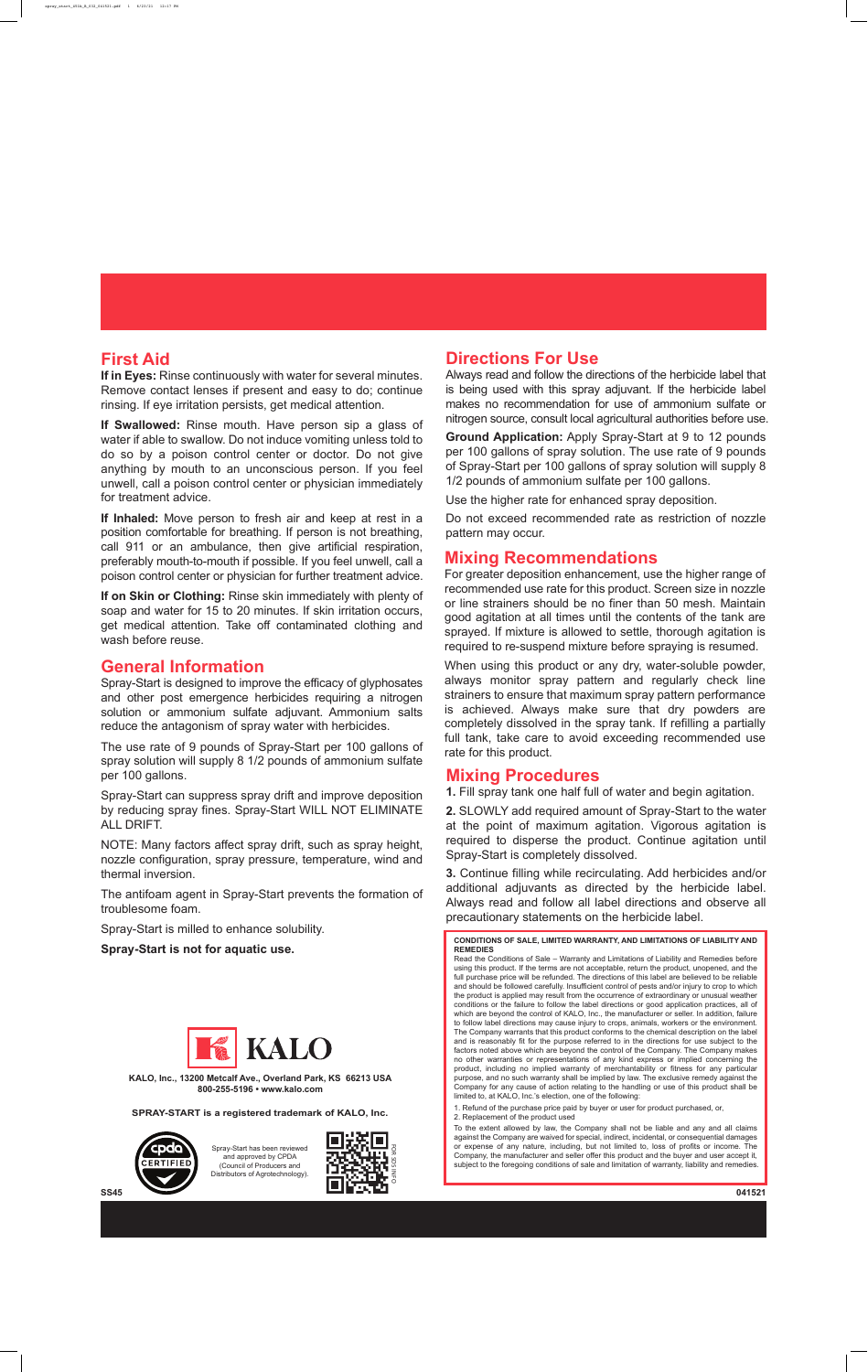## First Aid

**If in Eyes:** Rinse continuously with water for several minutes. Remove contact lenses if present and easy to do; continue rinsing. If eye irritation persists, get medical attention.

**If Swallowed:** Rinse mouth. Have person sip a glass of water if able to swallow. Do not induce vomiting unless told to do so by a poison control center or doctor. Do not give anything by mouth to an unconscious person. If you feel unwell, call a poison control center or physician immediately for treatment advice.

**If Inhaled:** Move person to fresh air and keep at rest in a position comfortable for breathing. If person is not breathing, call 911 or an ambulance, then give artificial respiration, preferably mouth-to-mouth if possible. If you feel unwell, call a poison control center or physician for further treatment advice.

**If on Skin or Clothing:** Rinse skin immediately with plenty of soap and water for 15 to 20 minutes. If skin irritation occurs, get medical attention. Take off contaminated clothing and wash before reuse.

## General Information

Spray-Start is designed to improve the efficacy of glyphosates and other post emergence herbicides requiring a nitrogen solution or ammonium sulfate adjuvant. Ammonium salts reduce the antagonism of spray water with herbicides.

The use rate of 9 pounds of Spray-Start per 100 gallons of spray solution will supply 8 1/2 pounds of ammonium sulfate per 100 gallons.

Spray-Start can suppress spray drift and improve deposition by reducing spray fines. Spray-Start WILL NOT ELIMINATE ALL DRIFT.

NOTE: Many factors affect spray drift, such as spray height, nozzle configuration, spray pressure, temperature, wind and thermal inversion.

The antifoam agent in Spray-Start prevents the formation of troublesome foam.

Spray-Start is milled to enhance solubility.

**Spray-Start is not for aquatic use.**

KALO

**KALO, Inc., 13200 Metcalf Ave., Overland Park, KS 66213 USA**
**800-255-5196 • www.kalo.com**

**SPRAY-START is a registered trademark of KALO, Inc.**

cpda CERTIFIED

Spray-Start has been reviewed and approved by CPDA (Council of Producers and Distributors of Agrotechnology).

FOR SDS INFO

**SS45**

## Directions For Use

Always read and follow the directions of the herbicide label that is being used with this spray adjuvant. If the herbicide label makes no recommendation for use of ammonium sulfate or nitrogen source, consult local agricultural authorities before use.

**Ground Application:** Apply Spray-Start at 9 to 12 pounds per 100 gallons of spray solution. The use rate of 9 pounds of Spray-Start per 100 gallons of spray solution will supply 8 1/2 pounds of ammonium sulfate per 100 gallons.

Use the higher rate for enhanced spray deposition.

Do not exceed recommended rate as restriction of nozzle pattern may occur.

## Mixing Recommendations

For greater deposition enhancement, use the higher range of recommended use rate for this product. Screen size in nozzle or line strainers should be no finer than 50 mesh. Maintain good agitation at all times until the contents of the tank are sprayed. If mixture is allowed to settle, thorough agitation is required to re-suspend mixture before spraying is resumed.

When using this product or any dry, water-soluble powder, always monitor spray pattern and regularly check line strainers to ensure that maximum spray pattern performance is achieved. Always make sure that dry powders are completely dissolved in the spray tank. If refilling a partially full tank, take care to avoid exceeding recommended use rate for this product.

## Mixing Procedures

**1.** Fill spray tank one half full of water and begin agitation.

**2.** SLOWLY add required amount of Spray-Start to the water at the point of maximum agitation. Vigorous agitation is required to disperse the product. Continue agitation until Spray-Start is completely dissolved.

**3.** Continue filling while recirculating. Add herbicides and/or additional adjuvants as directed by the herbicide label. Always read and follow all label directions and observe all precautionary statements on the herbicide label.

**CONDITIONS OF SALE, LIMITED WARRANTY, AND LIMITATIONS OF LIABILITY AND REMEDIES**

Read the Conditions of Sale – Warranty and Limitations of Liability and Remedies before using this product. If the terms are not acceptable, return the product, unopened, and the full purchase price will be refunded. The directions of this label are believed to be reliable and should be followed carefully. Insufficient control of pests and/or injury to crop to which the product is applied may result from the occurrence of extraordinary or unusual weather conditions or the failure to follow the label directions or good application practices, all of which are beyond the control of KALO, Inc., the manufacturer or seller. In addition, failure to follow label directions may cause injury to crops, animals, workers or the environment. The Company warrants that this product conforms to the chemical description on the label and is reasonably fit for the purpose referred to in the directions for use subject to the factors noted above which are beyond the control of the Company. The Company makes no other warranties or representations of any kind express or implied concerning the product, including no implied warranty of merchantability or fitness for any particular purpose, and no such warranty shall be implied by law. The exclusive remedy against the Company for any cause of action relating to the handling or use of this product shall be limited to, at KALO, Inc.'s election, one of the following:

1. Refund of the purchase price paid by buyer or user for product purchased, or,
2. Replacement of the product used

To the extent allowed by law, the Company shall not be liable and any and all claims against the Company are waived for special, indirect, incidental, or consequential damages or expense of any nature, including, but not limited to, loss of profits or income. The Company, the manufacturer and seller offer this product and the buyer and user accept it, subject to the foregoing conditions of sale and limitation of warranty, liability and remedies.

**041521**